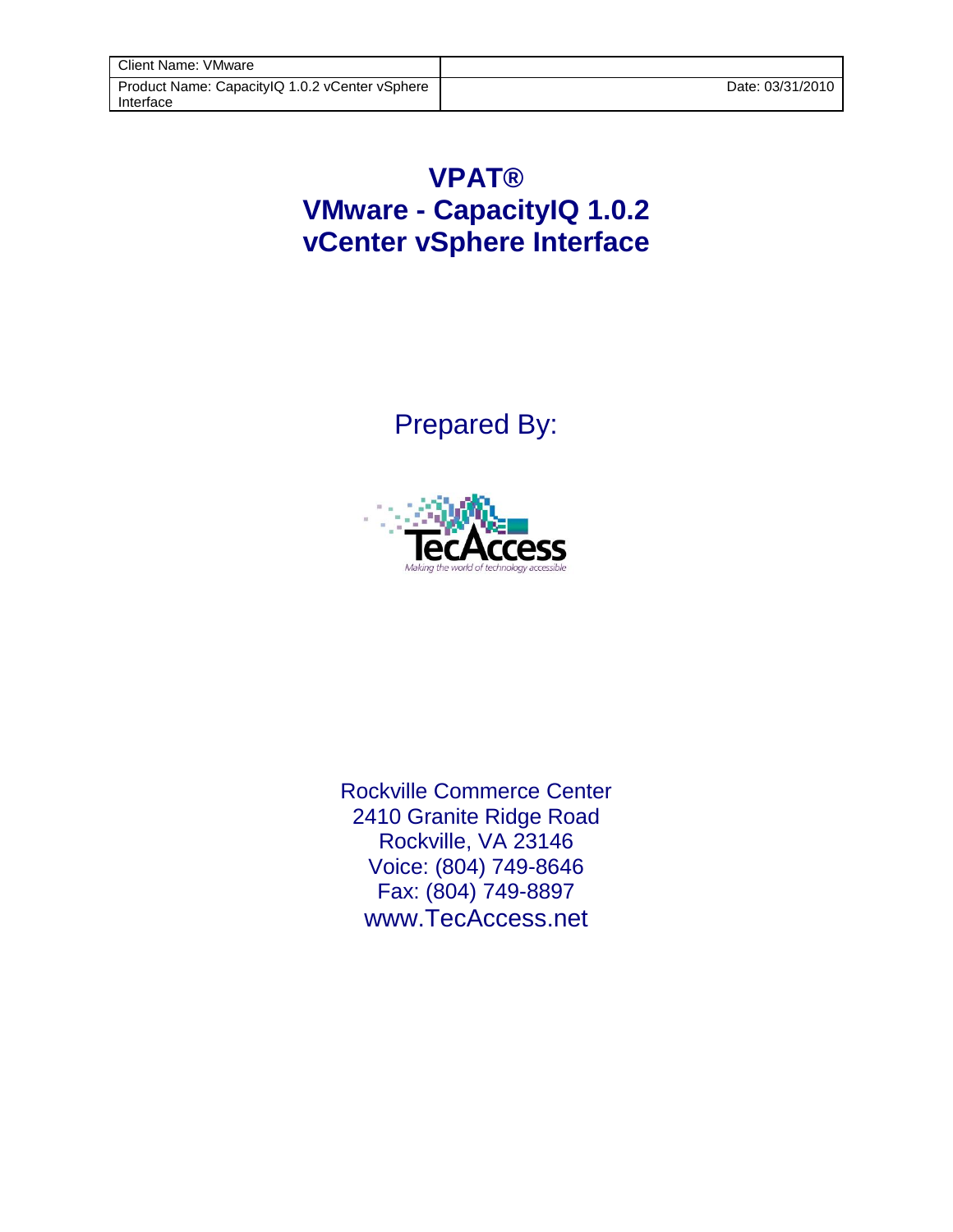| Client Name: VMware | |
|---|---|
| Product Name: CapacityIQ 1.0.2 vCenter vSphere Interface | Date: 03/31/2010 |

# VPAT®
# VMware - CapacityIQ 1.0.2
# vCenter vSphere Interface

Prepared By:

TecAccess
*Making the world of technology accessible*

Rockville Commerce Center
2410 Granite Ridge Road
Rockville, VA 23146
Voice: (804) 749-8646
Fax: (804) 749-8897
www.TecAccess.net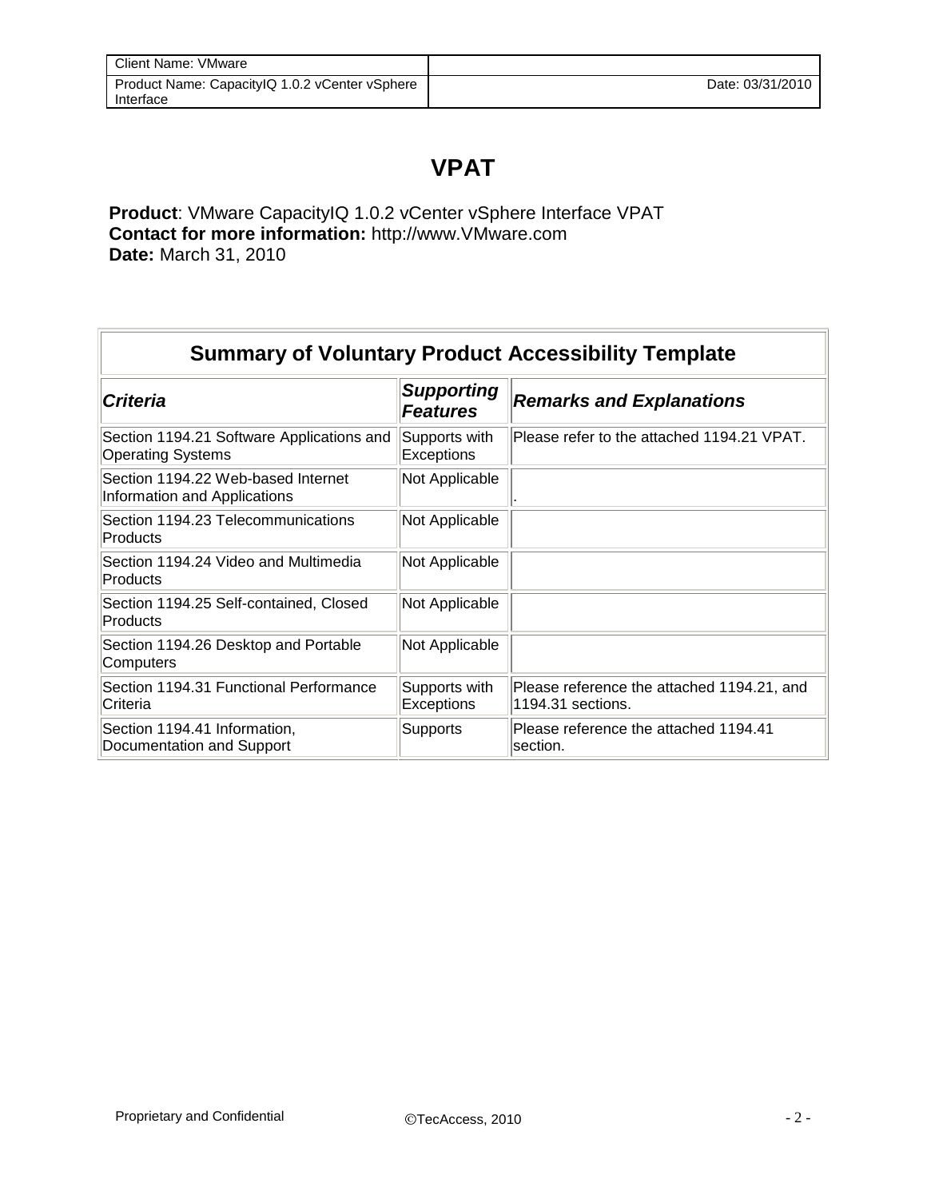# VPAT

**Product**: VMware CapacityIQ 1.0.2 vCenter vSphere Interface VPAT
**Contact for more information:** http://www.VMware.com
**Date:** March 31, 2010

| Summary of Voluntary Product Accessibility Template | | |
|---|---|---|
| ***Criteria*** | ***Supporting Features*** | ***Remarks and Explanations*** |
| Section 1194.21 Software Applications and Operating Systems | Supports with Exceptions | Please refer to the attached 1194.21 VPAT. |
| Section 1194.22 Web-based Internet Information and Applications | Not Applicable | . |
| Section 1194.23 Telecommunications Products | Not Applicable | |
| Section 1194.24 Video and Multimedia Products | Not Applicable | |
| Section 1194.25 Self-contained, Closed Products | Not Applicable | |
| Section 1194.26 Desktop and Portable Computers | Not Applicable | |
| Section 1194.31 Functional Performance Criteria | Supports with Exceptions | Please reference the attached 1194.21, and 1194.31 sections. |
| Section 1194.41 Information, Documentation and Support | Supports | Please reference the attached 1194.41 section. |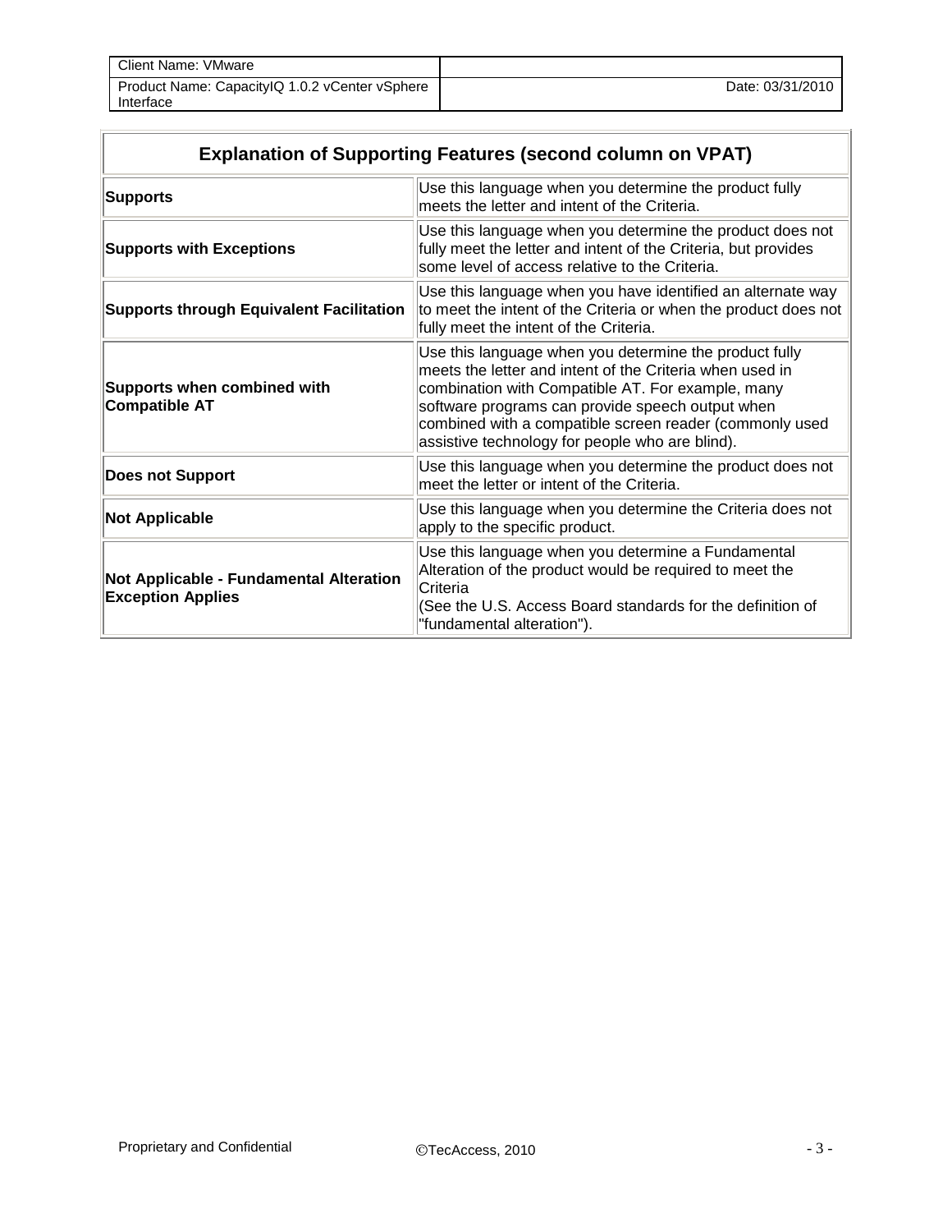| Explanation of Supporting Features (second column on VPAT) | |
|---|---|
| **Supports** | Use this language when you determine the product fully meets the letter and intent of the Criteria. |
| **Supports with Exceptions** | Use this language when you determine the product does not fully meet the letter and intent of the Criteria, but provides some level of access relative to the Criteria. |
| **Supports through Equivalent Facilitation** | Use this language when you have identified an alternate way to meet the intent of the Criteria or when the product does not fully meet the intent of the Criteria. |
| **Supports when combined with Compatible AT** | Use this language when you determine the product fully meets the letter and intent of the Criteria when used in combination with Compatible AT. For example, many software programs can provide speech output when combined with a compatible screen reader (commonly used assistive technology for people who are blind). |
| **Does not Support** | Use this language when you determine the product does not meet the letter or intent of the Criteria. |
| **Not Applicable** | Use this language when you determine the Criteria does not apply to the specific product. |
| **Not Applicable - Fundamental Alteration Exception Applies** | Use this language when you determine a Fundamental Alteration of the product would be required to meet the Criteria (See the U.S. Access Board standards for the definition of "fundamental alteration"). |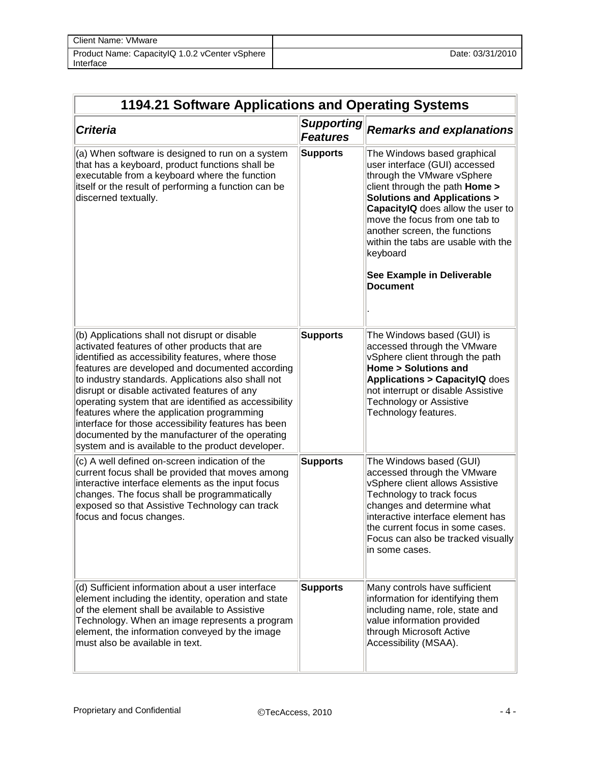| Client Name: VMware | |
| --- | --- |
| Product Name: CapacityIQ 1.0.2 vCenter vSphere Interface | Date: 03/31/2010 |

## 1194.21 Software Applications and Operating Systems

| *Criteria* | *Supporting Features* | *Remarks and explanations* |
| --- | --- | --- |
| (a) When software is designed to run on a system that has a keyboard, product functions shall be executable from a keyboard where the function itself or the result of performing a function can be discerned textually. | **Supports** | The Windows based graphical user interface (GUI) accessed through the VMware vSphere client through the path **Home > Solutions and Applications > CapacityIQ** does allow the user to move the focus from one tab to another screen, the functions within the tabs are usable with the keyboard<br><br>**See Example in Deliverable Document**<br><br>. |
| (b) Applications shall not disrupt or disable activated features of other products that are identified as accessibility features, where those features are developed and documented according to industry standards. Applications also shall not disrupt or disable activated features of any operating system that are identified as accessibility features where the application programming interface for those accessibility features has been documented by the manufacturer of the operating system and is available to the product developer. | **Supports** | The Windows based (GUI) is accessed through the VMware vSphere client through the path **Home > Solutions and Applications > CapacityIQ** does not interrupt or disable Assistive Technology or Assistive Technology features. |
| (c) A well defined on-screen indication of the current focus shall be provided that moves among interactive interface elements as the input focus changes. The focus shall be programmatically exposed so that Assistive Technology can track focus and focus changes. | **Supports** | The Windows based (GUI) accessed through the VMware vSphere client allows Assistive Technology to track focus changes and determine what interactive interface element has the current focus in some cases. Focus can also be tracked visually in some cases. |
| (d) Sufficient information about a user interface element including the identity, operation and state of the element shall be available to Assistive Technology. When an image represents a program element, the information conveyed by the image must also be available in text. | **Supports** | Many controls have sufficient information for identifying them including name, role, state and value information provided through Microsoft Active Accessibility (MSAA). |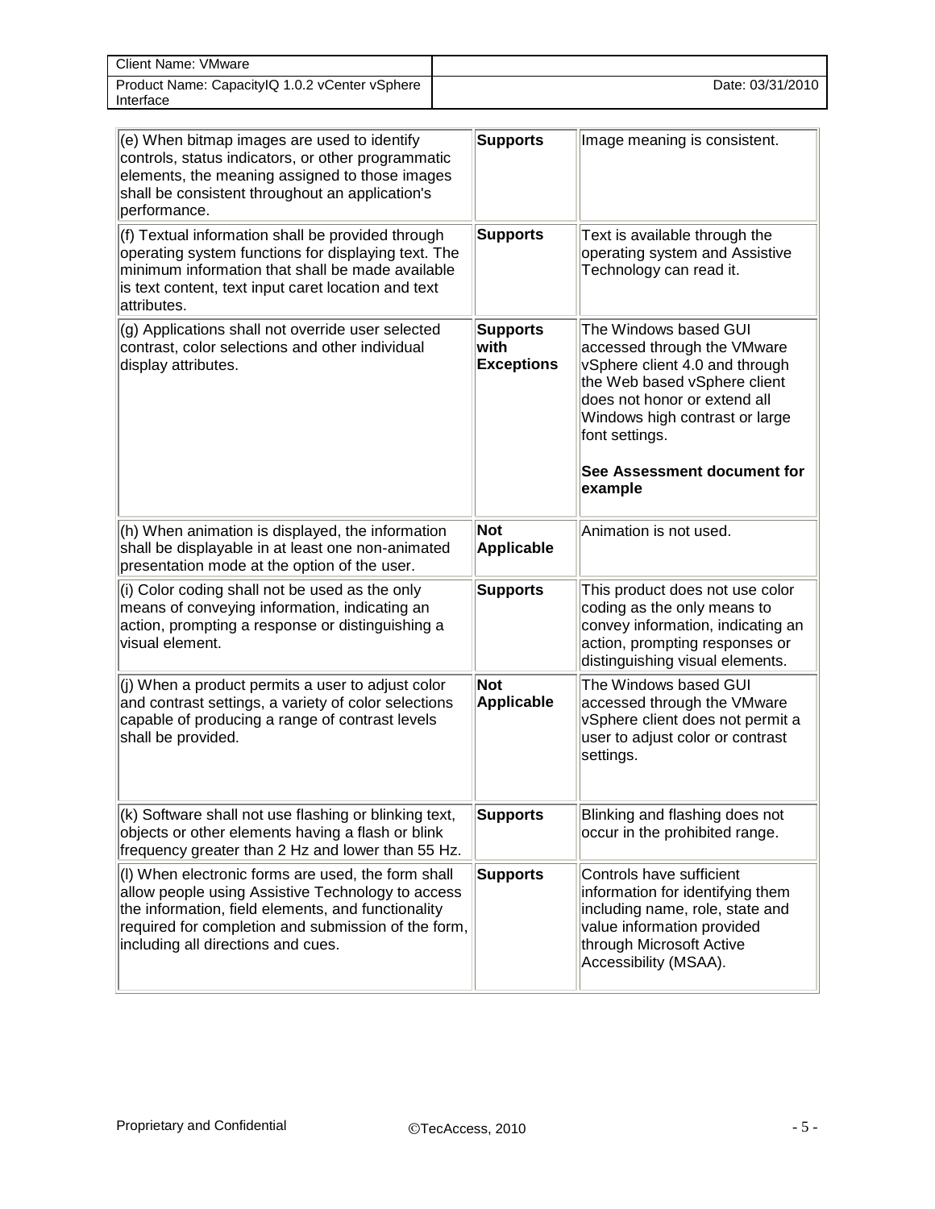| | | |
|---|---|---|
| (e) When bitmap images are used to identify controls, status indicators, or other programmatic elements, the meaning assigned to those images shall be consistent throughout an application's performance. | **Supports** | Image meaning is consistent. |
| (f) Textual information shall be provided through operating system functions for displaying text. The minimum information that shall be made available is text content, text input caret location and text attributes. | **Supports** | Text is available through the operating system and Assistive Technology can read it. |
| (g) Applications shall not override user selected contrast, color selections and other individual display attributes. | **Supports with Exceptions** | The Windows based GUI accessed through the VMware vSphere client 4.0 and through the Web based vSphere client does not honor or extend all Windows high contrast or large font settings.<br><br>**See Assessment document for example** |
| (h) When animation is displayed, the information shall be displayable in at least one non-animated presentation mode at the option of the user. | **Not Applicable** | Animation is not used. |
| (i) Color coding shall not be used as the only means of conveying information, indicating an action, prompting a response or distinguishing a visual element. | **Supports** | This product does not use color coding as the only means to convey information, indicating an action, prompting responses or distinguishing visual elements. |
| (j) When a product permits a user to adjust color and contrast settings, a variety of color selections capable of producing a range of contrast levels shall be provided. | **Not Applicable** | The Windows based GUI accessed through the VMware vSphere client does not permit a user to adjust color or contrast settings. |
| (k) Software shall not use flashing or blinking text, objects or other elements having a flash or blink frequency greater than 2 Hz and lower than 55 Hz. | **Supports** | Blinking and flashing does not occur in the prohibited range. |
| (l) When electronic forms are used, the form shall allow people using Assistive Technology to access the information, field elements, and functionality required for completion and submission of the form, including all directions and cues. | **Supports** | Controls have sufficient information for identifying them including name, role, state and value information provided through Microsoft Active Accessibility (MSAA). |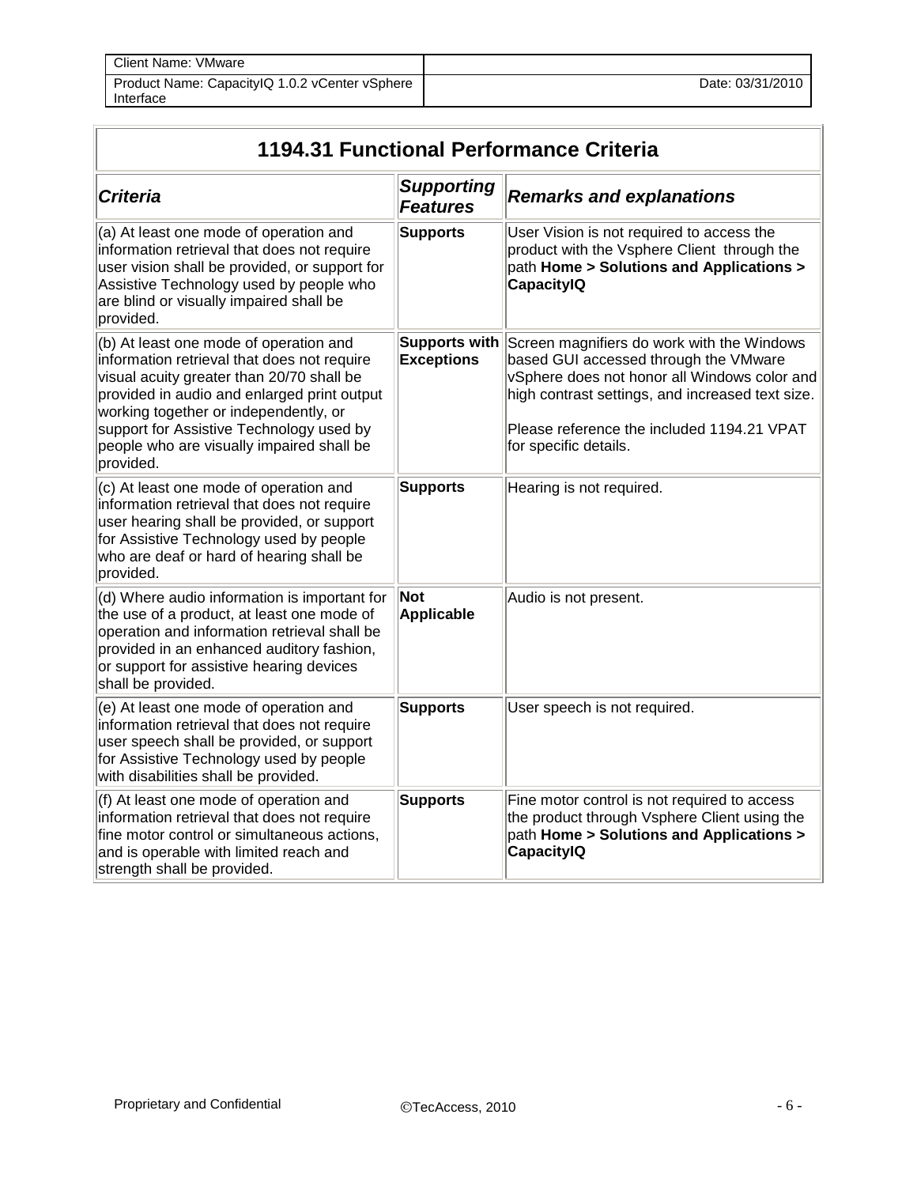| Client Name: VMware | |
|---|---|
| Product Name: CapacityIQ 1.0.2 vCenter vSphere Interface | Date: 03/31/2010 |

## 1194.31 Functional Performance Criteria

| *Criteria* | *Supporting Features* | *Remarks and explanations* |
|---|---|---|
| (a) At least one mode of operation and information retrieval that does not require user vision shall be provided, or support for Assistive Technology used by people who are blind or visually impaired shall be provided. | **Supports** | User Vision is not required to access the product with the Vsphere Client through the path **Home > Solutions and Applications > CapacityIQ** |
| (b) At least one mode of operation and information retrieval that does not require visual acuity greater than 20/70 shall be provided in audio and enlarged print output working together or independently, or support for Assistive Technology used by people who are visually impaired shall be provided. | **Supports with Exceptions** | Screen magnifiers do work with the Windows based GUI accessed through the VMware vSphere does not honor all Windows color and high contrast settings, and increased text size.<br><br>Please reference the included 1194.21 VPAT for specific details. |
| (c) At least one mode of operation and information retrieval that does not require user hearing shall be provided, or support for Assistive Technology used by people who are deaf or hard of hearing shall be provided. | **Supports** | Hearing is not required. |
| (d) Where audio information is important for the use of a product, at least one mode of operation and information retrieval shall be provided in an enhanced auditory fashion, or support for assistive hearing devices shall be provided. | **Not Applicable** | Audio is not present. |
| (e) At least one mode of operation and information retrieval that does not require user speech shall be provided, or support for Assistive Technology used by people with disabilities shall be provided. | **Supports** | User speech is not required. |
| (f) At least one mode of operation and information retrieval that does not require fine motor control or simultaneous actions, and is operable with limited reach and strength shall be provided. | **Supports** | Fine motor control is not required to access the product through Vsphere Client using the path **Home > Solutions and Applications > CapacityIQ** |

Proprietary and Confidential ©TecAccess, 2010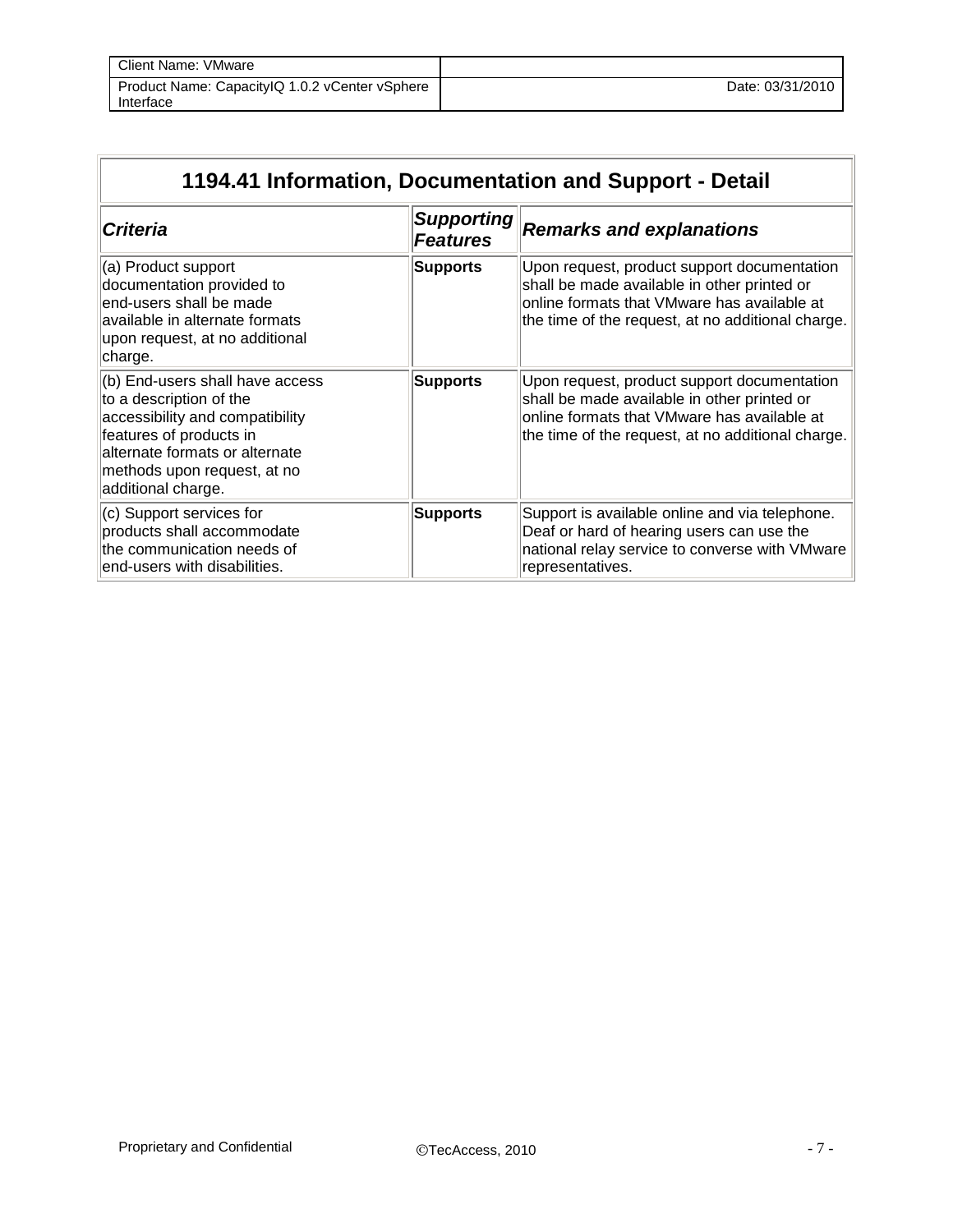| 1194.41 Information, Documentation and Support - Detail | | |
|---|---|---|
| ***Criteria*** | ***Supporting Features*** | ***Remarks and explanations*** |
| (a) Product support documentation provided to end-users shall be made available in alternate formats upon request, at no additional charge. | **Supports** | Upon request, product support documentation shall be made available in other printed or online formats that VMware has available at the time of the request, at no additional charge. |
| (b) End-users shall have access to a description of the accessibility and compatibility features of products in alternate formats or alternate methods upon request, at no additional charge. | **Supports** | Upon request, product support documentation shall be made available in other printed or online formats that VMware has available at the time of the request, at no additional charge. |
| (c) Support services for products shall accommodate the communication needs of end-users with disabilities. | **Supports** | Support is available online and via telephone. Deaf or hard of hearing users can use the national relay service to converse with VMware representatives. |